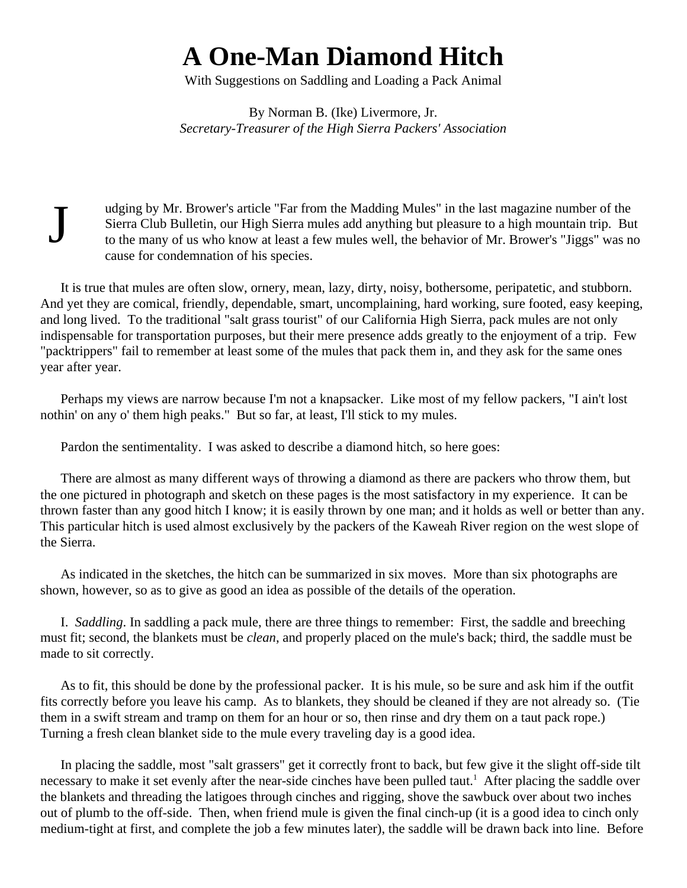# A One-Man Diamond Hitch

With Suggestions on Saddling and Loading a Pack Animal

By Norman B. (Ike) Livermore, Jr.
*Secretary-Treasurer of the High Sierra Packers' Association*

Judging by Mr. Brower's article "Far from the Madding Mules" in the last magazine number of the Sierra Club Bulletin, our High Sierra mules add anything but pleasure to a high mountain trip. But to the many of us who know at least a few mules well, the behavior of Mr. Brower's "Jiggs" was no cause for condemnation of his species.

It is true that mules are often slow, ornery, mean, lazy, dirty, noisy, bothersome, peripatetic, and stubborn. And yet they are comical, friendly, dependable, smart, uncomplaining, hard working, sure footed, easy keeping, and long lived. To the traditional "salt grass tourist" of our California High Sierra, pack mules are not only indispensable for transportation purposes, but their mere presence adds greatly to the enjoyment of a trip. Few "packtrippers" fail to remember at least some of the mules that pack them in, and they ask for the same ones year after year.

Perhaps my views are narrow because I'm not a knapsacker. Like most of my fellow packers, "I ain't lost nothin' on any o' them high peaks." But so far, at least, I'll stick to my mules.

Pardon the sentimentality. I was asked to describe a diamond hitch, so here goes:

There are almost as many different ways of throwing a diamond as there are packers who throw them, but the one pictured in photograph and sketch on these pages is the most satisfactory in my experience. It can be thrown faster than any good hitch I know; it is easily thrown by one man; and it holds as well or better than any. This particular hitch is used almost exclusively by the packers of the Kaweah River region on the west slope of the Sierra.

As indicated in the sketches, the hitch can be summarized in six moves. More than six photographs are shown, however, so as to give as good an idea as possible of the details of the operation.

I. *Saddling*. In saddling a pack mule, there are three things to remember: First, the saddle and breeching must fit; second, the blankets must be *clean*, and properly placed on the mule's back; third, the saddle must be made to sit correctly.

As to fit, this should be done by the professional packer. It is his mule, so be sure and ask him if the outfit fits correctly before you leave his camp. As to blankets, they should be cleaned if they are not already so. (Tie them in a swift stream and tramp on them for an hour or so, then rinse and dry them on a taut pack rope.) Turning a fresh clean blanket side to the mule every traveling day is a good idea.

In placing the saddle, most "salt grassers" get it correctly front to back, but few give it the slight off-side tilt necessary to make it set evenly after the near-side cinches have been pulled taut.[1] After placing the saddle over the blankets and threading the latigoes through cinches and rigging, shove the sawbuck over about two inches out of plumb to the off-side. Then, when friend mule is given the final cinch-up (it is a good idea to cinch only medium-tight at first, and complete the job a few minutes later), the saddle will be drawn back into line. Before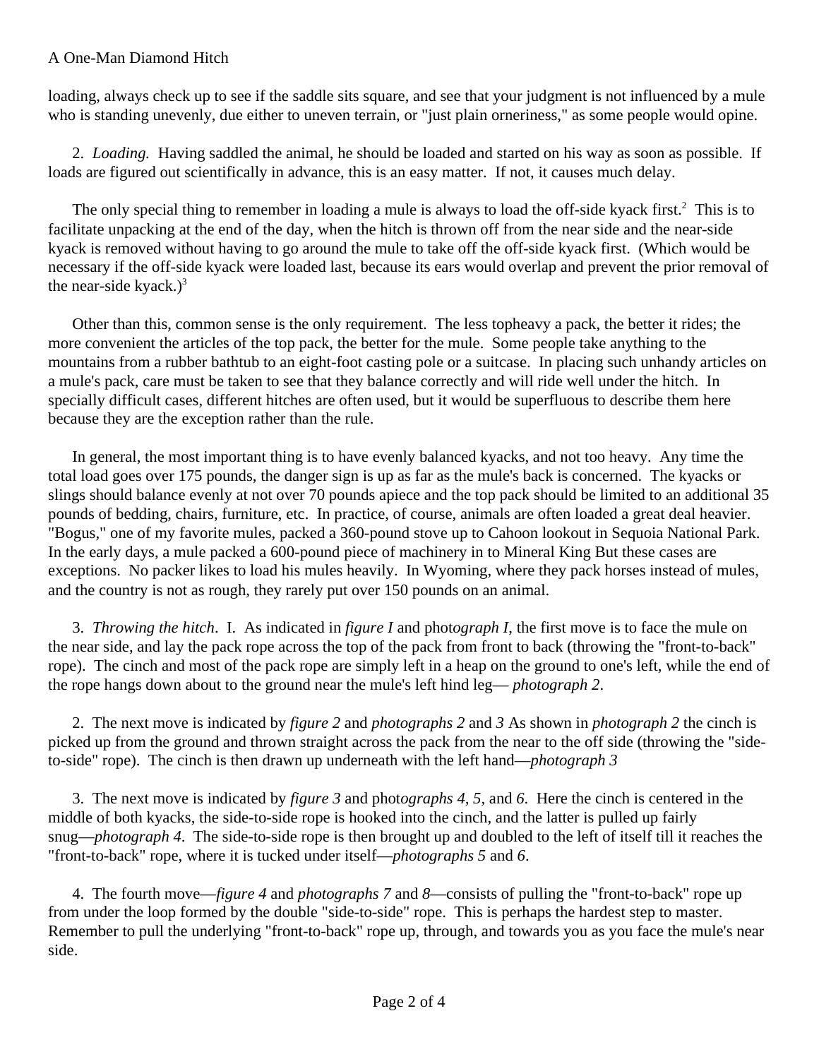loading, always check up to see if the saddle sits square, and see that your judgment is not influenced by a mule who is standing unevenly, due either to uneven terrain, or "just plain orneriness," as some people would opine.

2. *Loading.* Having saddled the animal, he should be loaded and started on his way as soon as possible. If loads are figured out scientifically in advance, this is an easy matter. If not, it causes much delay.

The only special thing to remember in loading a mule is always to load the off-side kyack first.[2] This is to facilitate unpacking at the end of the day, when the hitch is thrown off from the near side and the near-side kyack is removed without having to go around the mule to take off the off-side kyack first. (Which would be necessary if the off-side kyack were loaded last, because its ears would overlap and prevent the prior removal of the near-side kyack.)[3]

Other than this, common sense is the only requirement. The less topheavy a pack, the better it rides; the more convenient the articles of the top pack, the better for the mule. Some people take anything to the mountains from a rubber bathtub to an eight-foot casting pole or a suitcase. In placing such unhandy articles on a mule's pack, care must be taken to see that they balance correctly and will ride well under the hitch. In specially difficult cases, different hitches are often used, but it would be superfluous to describe them here because they are the exception rather than the rule.

In general, the most important thing is to have evenly balanced kyacks, and not too heavy. Any time the total load goes over 175 pounds, the danger sign is up as far as the mule's back is concerned. The kyacks or slings should balance evenly at not over 70 pounds apiece and the top pack should be limited to an additional 35 pounds of bedding, chairs, furniture, etc. In practice, of course, animals are often loaded a great deal heavier. "Bogus," one of my favorite mules, packed a 360-pound stove up to Cahoon lookout in Sequoia National Park. In the early days, a mule packed a 600-pound piece of machinery in to Mineral King But these cases are exceptions. No packer likes to load his mules heavily. In Wyoming, where they pack horses instead of mules, and the country is not as rough, they rarely put over 150 pounds on an animal.

3. *Throwing the hitch*. I. As indicated in *figure I* and phot*ograph I,* the first move is to face the mule on the near side, and lay the pack rope across the top of the pack from front to back (throwing the "front-to-back" rope). The cinch and most of the pack rope are simply left in a heap on the ground to one's left, while the end of the rope hangs down about to the ground near the mule's left hind leg— *photograph 2*.

2. The next move is indicated by *figure 2* and *photographs 2* and *3* As shown in *photograph 2* the cinch is picked up from the ground and thrown straight across the pack from the near to the off side (throwing the "side-to-side" rope). The cinch is then drawn up underneath with the left hand—*photograph 3*

3. The next move is indicated by *figure 3* and phot*ographs 4, 5,* and *6*. Here the cinch is centered in the middle of both kyacks, the side-to-side rope is hooked into the cinch, and the latter is pulled up fairly snug—*photograph 4*. The side-to-side rope is then brought up and doubled to the left of itself till it reaches the "front-to-back" rope, where it is tucked under itself—*photographs 5* and *6*.

4. The fourth move—*figure 4* and *photographs 7* and *8*—consists of pulling the "front-to-back" rope up from under the loop formed by the double "side-to-side" rope. This is perhaps the hardest step to master. Remember to pull the underlying "front-to-back" rope up, through, and towards you as you face the mule's near side.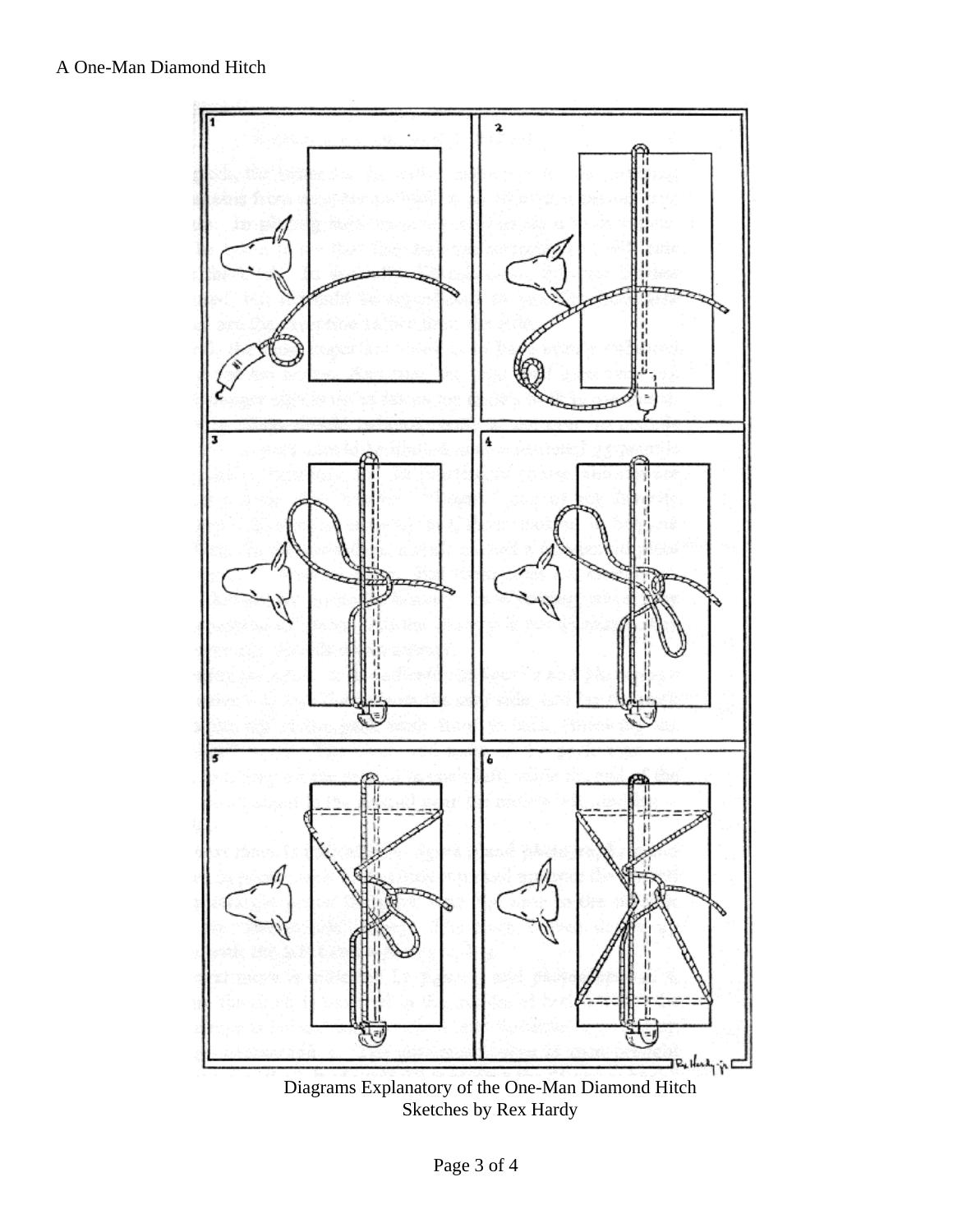Diagrams Explanatory of the One-Man Diamond Hitch
Sketches by Rex Hardy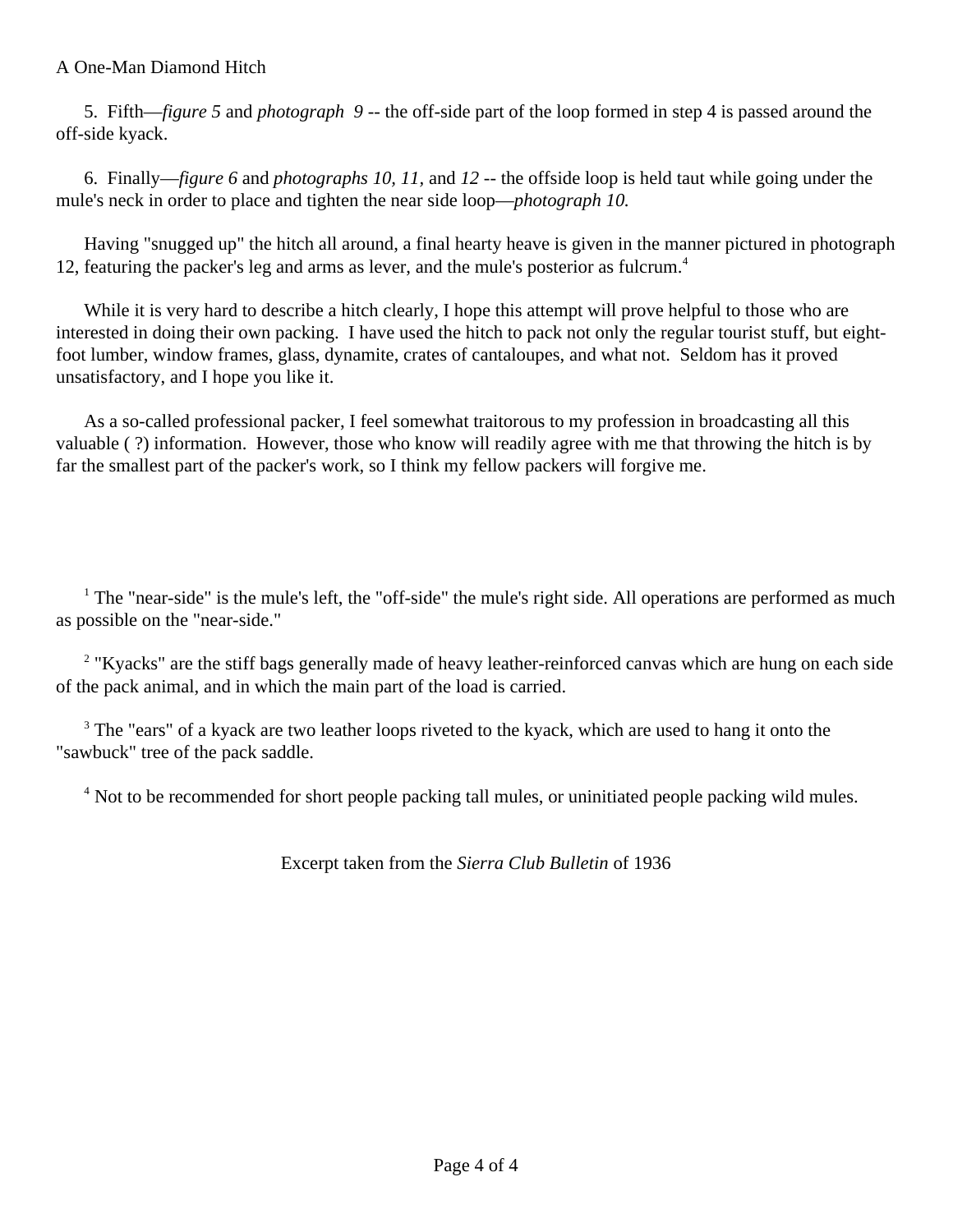5. Fifth—*figure 5* and *photograph 9* -- the off-side part of the loop formed in step 4 is passed around the off-side kyack.

6. Finally—*figure 6* and *photographs 10, 11,* and *12* -- the offside loop is held taut while going under the mule's neck in order to place and tighten the near side loop—*photograph 10.*

Having "snugged up" the hitch all around, a final hearty heave is given in the manner pictured in photograph 12, featuring the packer's leg and arms as lever, and the mule's posterior as fulcrum.[4]

While it is very hard to describe a hitch clearly, I hope this attempt will prove helpful to those who are interested in doing their own packing. I have used the hitch to pack not only the regular tourist stuff, but eight-foot lumber, window frames, glass, dynamite, crates of cantaloupes, and what not. Seldom has it proved unsatisfactory, and I hope you like it.

As a so-called professional packer, I feel somewhat traitorous to my profession in broadcasting all this valuable ( ?) information. However, those who know will readily agree with me that throwing the hitch is by far the smallest part of the packer's work, so I think my fellow packers will forgive me.

[1] The "near-side" is the mule's left, the "off-side" the mule's right side. All operations are performed as much as possible on the "near-side."

[2] "Kyacks" are the stiff bags generally made of heavy leather-reinforced canvas which are hung on each side of the pack animal, and in which the main part of the load is carried.

[3] The "ears" of a kyack are two leather loops riveted to the kyack, which are used to hang it onto the "sawbuck" tree of the pack saddle.

[4] Not to be recommended for short people packing tall mules, or uninitiated people packing wild mules.

Excerpt taken from the *Sierra Club Bulletin* of 1936